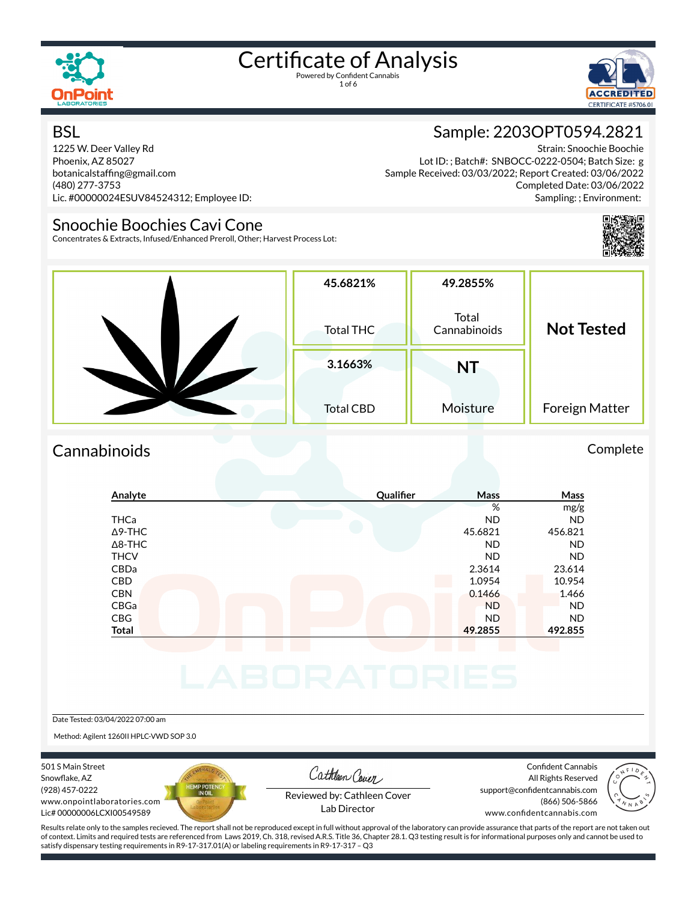# Certificate of Analysis

Powered by Confident Cannabis

## BSL

1225 W. Deer Valley Rd
Phoenix, AZ 85027
botanicalstaffing@gmail.com
(480) 277-3753
Lic. #00000024ESUV84524312; Employee ID:

## Sample: 2203OPT0594.2821

Strain: Snoochie Boochie
Lot ID: ; Batch#: SNBOCC-0222-0504; Batch Size: g
Sample Received: 03/03/2022; Report Created: 03/06/2022
Completed Date: 03/06/2022
Sampling: ; Environment:

## Snoochie Boochies Cavi Cone

Concentrates & Extracts, Infused/Enhanced Preroll, Other; Harvest Process Lot:

| Total THC | Total Cannabinoids | Foreign Matter |
|---|---|---|
| 45.6821% | 49.2855% | Not Tested |

| Total CBD | Moisture |
|---|---|
| 3.1663% | NT |

## Cannabinoids

Complete

| Analyte | Qualifier | Mass % | Mass mg/g |
|---|---|---|---|
| THCa | | ND | ND |
| Δ9-THC | | 45.6821 | 456.821 |
| Δ8-THC | | ND | ND |
| THCV | | ND | ND |
| CBDa | | 2.3614 | 23.614 |
| CBD | | 1.0954 | 10.954 |
| CBN | | 0.1466 | 1.466 |
| CBGa | | ND | ND |
| CBG | | ND | ND |
| **Total** | | **49.2855** | **492.855** |

Date Tested: 03/04/2022 07:00 am

Method: Agilent 1260II HPLC-VWD SOP 3.0

501 S Main Street
Snowflake, AZ
(928) 457-0222
www.onpointlaboratories.com
Lic# 00000006LCXI00549589

Reviewed by: Cathleen Cover
Lab Director

Confident Cannabis
All Rights Reserved
support@confidentcannabis.com
(866) 506-5866
www.confidentcannabis.com

Results relate only to the samples recieved. The report shall not be reproduced except in full without approval of the laboratory can provide assurance that parts of the report are not taken out of context. Limits and required tests are referenced from Laws 2019, Ch. 318, revised A.R.S. Title 36, Chapter 28.1. Q3 testing result is for informational purposes only and cannot be used to satisfy dispensary testing requirements in R9-17-317.01(A) or labeling requirements in R9-17-317 – Q3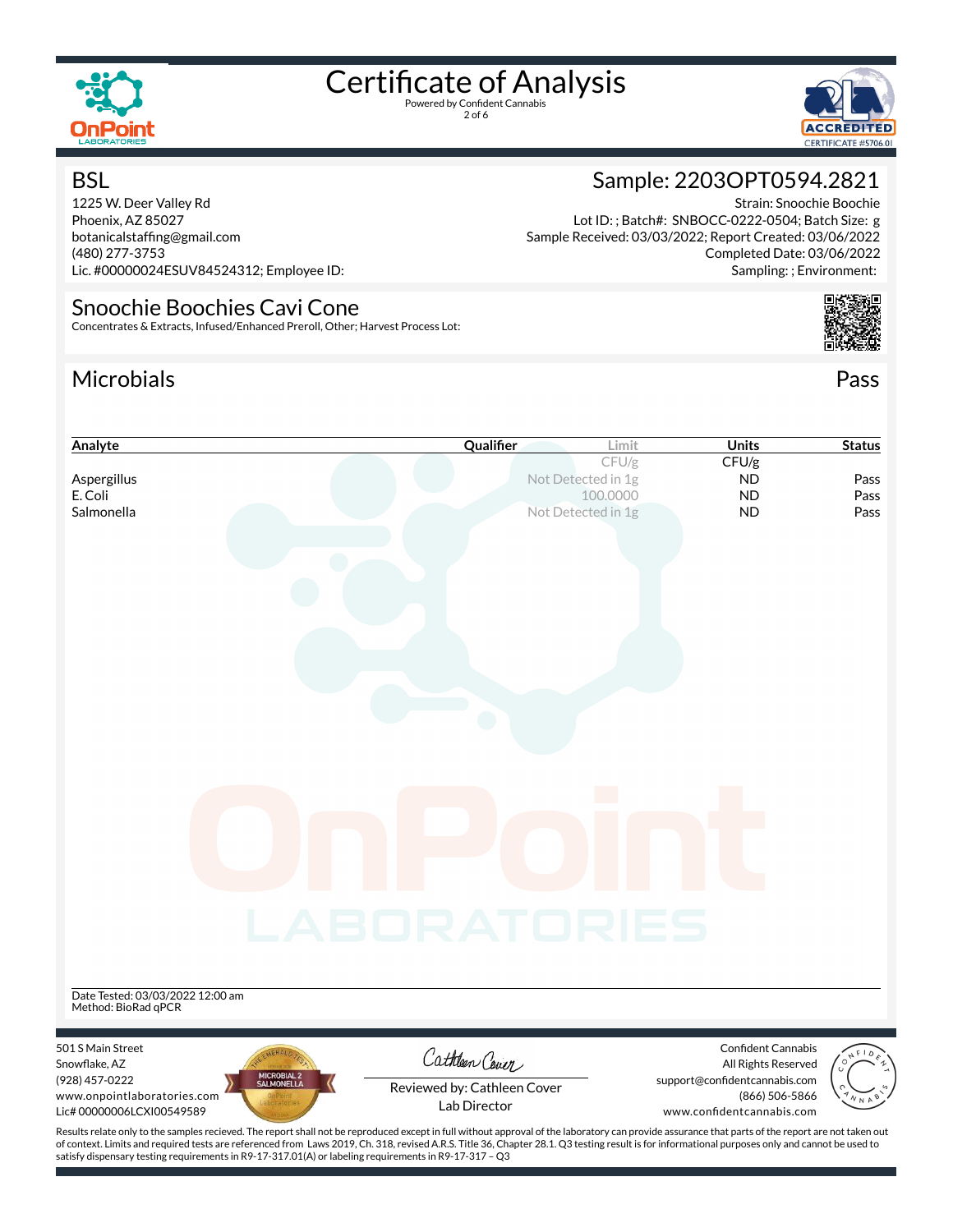# Certificate of Analysis

Powered by Confident Cannabis

## BSL

1225 W. Deer Valley Rd
Phoenix, AZ 85027
botanicalstaffing@gmail.com
(480) 277-3753
Lic. #00000024ESUV84524312; Employee ID:

## Sample: 2203OPT0594.2821

Strain: Snoochie Boochie
Lot ID: ; Batch#: SNBOCC-0222-0504; Batch Size: g
Sample Received: 03/03/2022; Report Created: 03/06/2022
Completed Date: 03/06/2022
Sampling: ; Environment:

## Snoochie Boochies Cavi Cone

Concentrates & Extracts, Infused/Enhanced Preroll, Other; Harvest Process Lot:

## Microbials

Pass

| Analyte | Qualifier | Limit | Units | Status |
|---|---|---|---|---|
| | | CFU/g | CFU/g | |
| Aspergillus | | Not Detected in 1g | ND | Pass |
| E. Coli | | 100.0000 | ND | Pass |
| Salmonella | | Not Detected in 1g | ND | Pass |

Date Tested: 03/03/2022 12:00 am
Method: BioRad qPCR

501 S Main Street
Snowflake, AZ
(928) 457-0222
www.onpointlaboratories.com
Lic# 00000006LCXI00549589

Reviewed by: Cathleen Cover
Lab Director

Confident Cannabis
All Rights Reserved
support@confidentcannabis.com
(866) 506-5866
www.confidentcannabis.com

Results relate only to the samples recieved. The report shall not be reproduced except in full without approval of the laboratory can provide assurance that parts of the report are not taken out of context. Limits and required tests are referenced from Laws 2019, Ch. 318, revised A.R.S. Title 36, Chapter 28.1. Q3 testing result is for informational purposes only and cannot be used to satisfy dispensary testing requirements in R9-17-317.01(A) or labeling requirements in R9-17-317 – Q3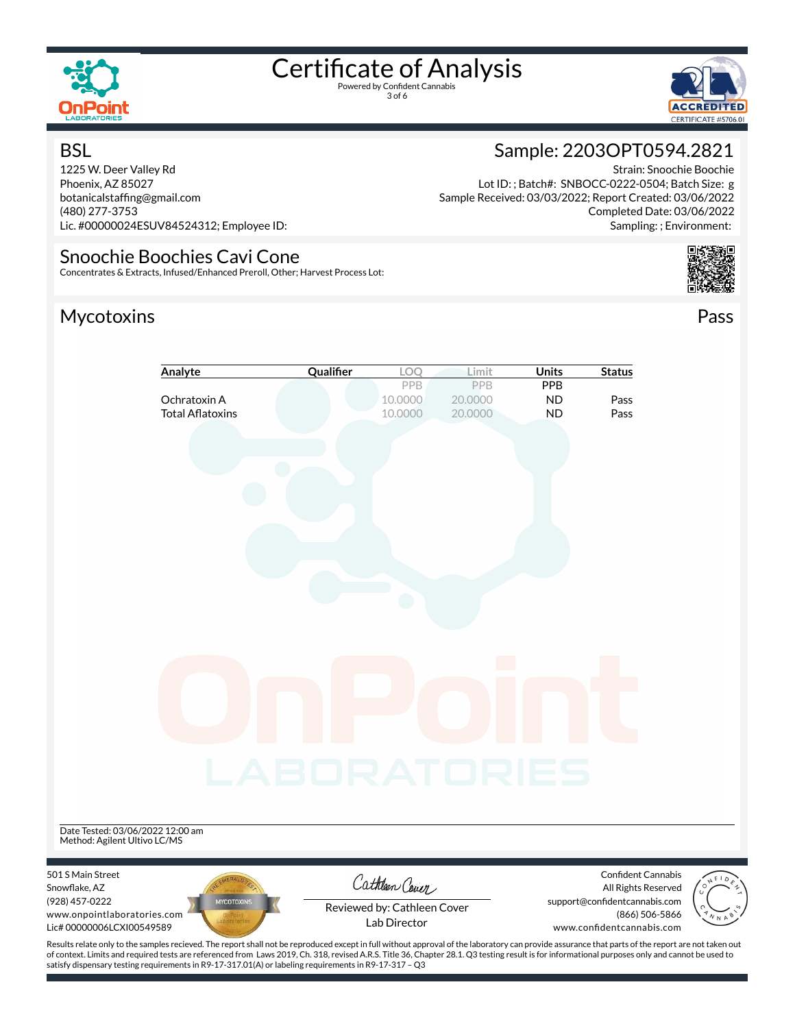# Certificate of Analysis

Powered by Confident Cannabis

## BSL

1225 W. Deer Valley Rd
Phoenix, AZ 85027
botanicalstaffing@gmail.com
(480) 277-3753
Lic. #00000024ESUV84524312; Employee ID:

## Sample: 2203OPT0594.2821

Strain: Snoochie Boochie
Lot ID: ; Batch#: SNBOCC-0222-0504; Batch Size: g
Sample Received: 03/03/2022; Report Created: 03/06/2022
Completed Date: 03/06/2022
Sampling: ; Environment:

## Snoochie Boochies Cavi Cone

Concentrates & Extracts, Infused/Enhanced Preroll, Other; Harvest Process Lot:

## Mycotoxins

Pass

| Analyte | Qualifier | LOQ | Limit | Units | Status |
|---|---|---|---|---|---|
| | | PPB | PPB | PPB | |
| Ochratoxin A | | 10.0000 | 20.0000 | ND | Pass |
| Total Aflatoxins | | 10.0000 | 20.0000 | ND | Pass |

Date Tested: 03/06/2022 12:00 am
Method: Agilent Ultivo LC/MS

501 S Main Street
Snowflake, AZ
(928) 457-0222
www.onpointlaboratories.com
Lic# 00000006LCXI00549589

Reviewed by: Cathleen Cover
Lab Director

Confident Cannabis
All Rights Reserved
support@confidentcannabis.com
(866) 506-5866
www.confidentcannabis.com

Results relate only to the samples recieved. The report shall not be reproduced except in full without approval of the laboratory can provide assurance that parts of the report are not taken out of context. Limits and required tests are referenced from Laws 2019, Ch. 318, revised A.R.S. Title 36, Chapter 28.1. Q3 testing result is for informational purposes only and cannot be used to satisfy dispensary testing requirements in R9-17-317.01(A) or labeling requirements in R9-17-317 – Q3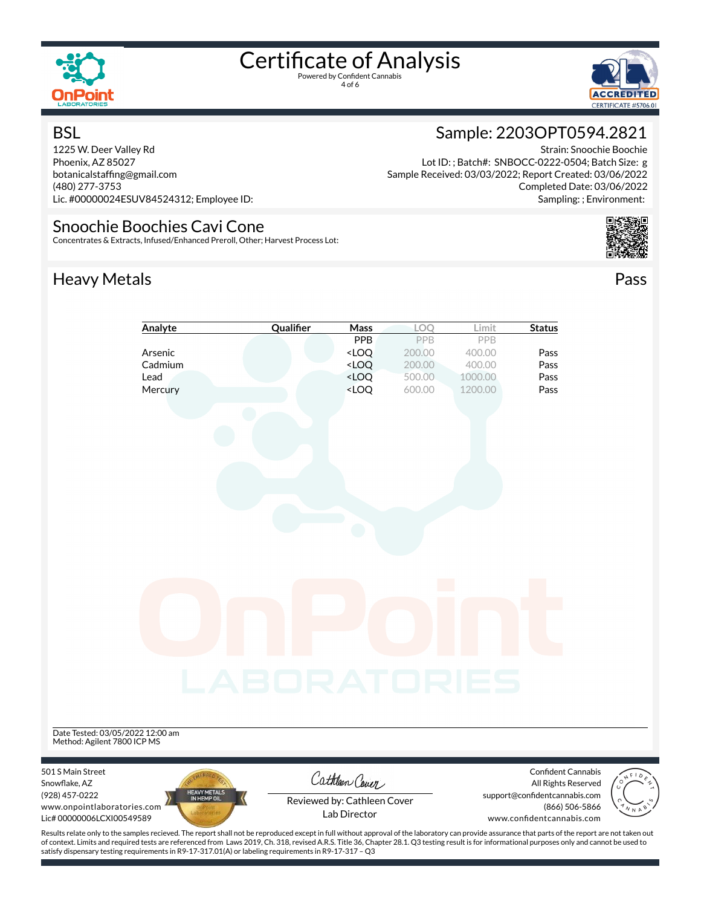# Certificate of Analysis

Powered by Confident Cannabis

## BSL

1225 W. Deer Valley Rd
Phoenix, AZ 85027
botanicalstaffing@gmail.com
(480) 277-3753
Lic. #00000024ESUV84524312; Employee ID:

## Sample: 2203OPT0594.2821

Strain: Snoochie Boochie
Lot ID: ; Batch#: SNBOCC-0222-0504; Batch Size: g
Sample Received: 03/03/2022; Report Created: 03/06/2022
Completed Date: 03/06/2022
Sampling: ; Environment:

## Snoochie Boochies Cavi Cone

Concentrates & Extracts, Infused/Enhanced Preroll, Other; Harvest Process Lot:

## Heavy Metals

Pass

| Analyte | Qualifier | Mass | LOQ | Limit | Status |
|---|---|---|---|---|---|
| | | PPB | PPB | PPB | |
| Arsenic | | <LOQ | 200.00 | 400.00 | Pass |
| Cadmium | | <LOQ | 200.00 | 400.00 | Pass |
| Lead | | <LOQ | 500.00 | 1000.00 | Pass |
| Mercury | | <LOQ | 600.00 | 1200.00 | Pass |

Date Tested: 03/05/2022 12:00 am
Method: Agilent 7800 ICP MS

501 S Main Street
Snowflake, AZ
(928) 457-0222
www.onpointlaboratories.com
Lic# 00000006LCXI00549589

Reviewed by: Cathleen Cover
Lab Director

Confident Cannabis
All Rights Reserved
support@confidentcannabis.com
(866) 506-5866
www.confidentcannabis.com

Results relate only to the samples recieved. The report shall not be reproduced except in full without approval of the laboratory can provide assurance that parts of the report are not taken out of context. Limits and required tests are referenced from Laws 2019, Ch. 318, revised A.R.S. Title 36, Chapter 28.1. Q3 testing result is for informational purposes only and cannot be used to satisfy dispensary testing requirements in R9-17-317.01(A) or labeling requirements in R9-17-317 – Q3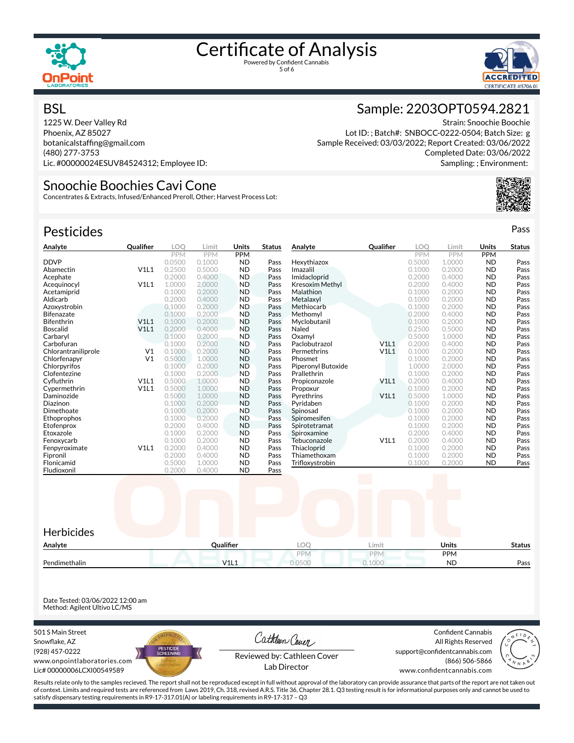# Certificate of Analysis

Powered by Confident Cannabis

## BSL

1225 W. Deer Valley Rd
Phoenix, AZ 85027
botanicalstaffing@gmail.com
(480) 277-3753
Lic. #00000024ESUV84524312; Employee ID:

## Sample: 2203OPT0594.2821

Strain: Snoochie Boochie
Lot ID: ; Batch#: SNBOCC-0222-0504; Batch Size: g
Sample Received: 03/03/2022; Report Created: 03/06/2022
Completed Date: 03/06/2022
Sampling: ; Environment:

## Snoochie Boochies Cavi Cone

Concentrates & Extracts, Infused/Enhanced Preroll, Other; Harvest Process Lot:

## Pesticides

Pass

| Analyte | Qualifier | LOQ | Limit | Units | Status |
|---|---|---|---|---|---|
| | | PPM | PPM | PPM | |
| DDVP | | 0.0500 | 0.1000 | ND | Pass |
| Abamectin | V1L1 | 0.2500 | 0.5000 | ND | Pass |
| Acephate | | 0.2000 | 0.4000 | ND | Pass |
| Acequinocyl | V1L1 | 1.0000 | 2.0000 | ND | Pass |
| Acetamiprid | | 0.1000 | 0.2000 | ND | Pass |
| Aldicarb | | 0.2000 | 0.4000 | ND | Pass |
| Azoxystrobin | | 0.1000 | 0.2000 | ND | Pass |
| Bifenazate | | 0.1000 | 0.2000 | ND | Pass |
| Bifenthrin | V1L1 | 0.1000 | 0.2000 | ND | Pass |
| Boscalid | V1L1 | 0.2000 | 0.4000 | ND | Pass |
| Carbaryl | | 0.1000 | 0.2000 | ND | Pass |
| Carbofuran | | 0.1000 | 0.2000 | ND | Pass |
| Chlorantraniliprole | V1 | 0.1000 | 0.2000 | ND | Pass |
| Chlorfenapyr | V1 | 0.5000 | 1.0000 | ND | Pass |
| Chlorpyrifos | | 0.1000 | 0.2000 | ND | Pass |
| Clofentezine | | 0.1000 | 0.2000 | ND | Pass |
| Cyfluthrin | V1L1 | 0.5000 | 1.0000 | ND | Pass |
| Cypermethrin | V1L1 | 0.5000 | 1.0000 | ND | Pass |
| Daminozide | | 0.5000 | 1.0000 | ND | Pass |
| Diazinon | | 0.1000 | 0.2000 | ND | Pass |
| Dimethoate | | 0.1000 | 0.2000 | ND | Pass |
| Ethoprophos | | 0.1000 | 0.2000 | ND | Pass |
| Etofenprox | | 0.2000 | 0.4000 | ND | Pass |
| Etoxazole | | 0.1000 | 0.2000 | ND | Pass |
| Fenoxycarb | | 0.1000 | 0.2000 | ND | Pass |
| Fenpyroximate | V1L1 | 0.2000 | 0.4000 | ND | Pass |
| Fipronil | | 0.2000 | 0.4000 | ND | Pass |
| Flonicamid | | 0.5000 | 1.0000 | ND | Pass |
| Fludioxonil | | 0.2000 | 0.4000 | ND | Pass |
| Hexythiazox | | 0.5000 | 1.0000 | ND | Pass |
| Imazalil | | 0.1000 | 0.2000 | ND | Pass |
| Imidacloprid | | 0.2000 | 0.4000 | ND | Pass |
| Kresoxim Methyl | | 0.2000 | 0.4000 | ND | Pass |
| Malathion | | 0.1000 | 0.2000 | ND | Pass |
| Metalaxyl | | 0.1000 | 0.2000 | ND | Pass |
| Methiocarb | | 0.1000 | 0.2000 | ND | Pass |
| Methomyl | | 0.2000 | 0.4000 | ND | Pass |
| Myclobutanil | | 0.1000 | 0.2000 | ND | Pass |
| Naled | | 0.2500 | 0.5000 | ND | Pass |
| Oxamyl | | 0.5000 | 1.0000 | ND | Pass |
| Paclobutrazol | V1L1 | 0.2000 | 0.4000 | ND | Pass |
| Permethrins | V1L1 | 0.1000 | 0.2000 | ND | Pass |
| Phosmet | | 0.1000 | 0.2000 | ND | Pass |
| Piperonyl Butoxide | | 1.0000 | 2.0000 | ND | Pass |
| Prallethrin | | 0.1000 | 0.2000 | ND | Pass |
| Propiconazole | V1L1 | 0.2000 | 0.4000 | ND | Pass |
| Propoxur | | 0.1000 | 0.2000 | ND | Pass |
| Pyrethrins | V1L1 | 0.5000 | 1.0000 | ND | Pass |
| Pyridaben | | 0.1000 | 0.2000 | ND | Pass |
| Spinosad | | 0.1000 | 0.2000 | ND | Pass |
| Spiromesifen | | 0.1000 | 0.2000 | ND | Pass |
| Spirotetramat | | 0.1000 | 0.2000 | ND | Pass |
| Spiroxamine | | 0.2000 | 0.4000 | ND | Pass |
| Tebuconazole | V1L1 | 0.2000 | 0.4000 | ND | Pass |
| Thiacloprid | | 0.1000 | 0.2000 | ND | Pass |
| Thiamethoxam | | 0.1000 | 0.2000 | ND | Pass |
| Trifloxystrobin | | 0.1000 | 0.2000 | ND | Pass |

## Herbicides

| Analyte | Qualifier | LOQ | Limit | Units | Status |
|---|---|---|---|---|---|
| | | PPM | PPM | PPM | |
| Pendimethalin | V1L1 | 0.0500 | 0.1000 | ND | Pass |

Date Tested: 03/06/2022 12:00 am
Method: Agilent Ultivo LC/MS

501 S Main Street
Snowflake, AZ
(928) 457-0222
www.onpointlaboratories.com
Lic# 00000006LCXI00549589

Reviewed by: Cathleen Cover
Lab Director

Confident Cannabis
All Rights Reserved
support@confidentcannabis.com
(866) 506-5866
www.confidentcannabis.com

Results relate only to the samples recieved. The report shall not be reproduced except in full without approval of the laboratory can provide assurance that parts of the report are not taken out of context. Limits and required tests are referenced from Laws 2019, Ch. 318, revised A.R.S. Title 36, Chapter 28.1. Q3 testing result is for informational purposes only and cannot be used to satisfy dispensary testing requirements in R9-17-317.01(A) or labeling requirements in R9-17-317 – Q3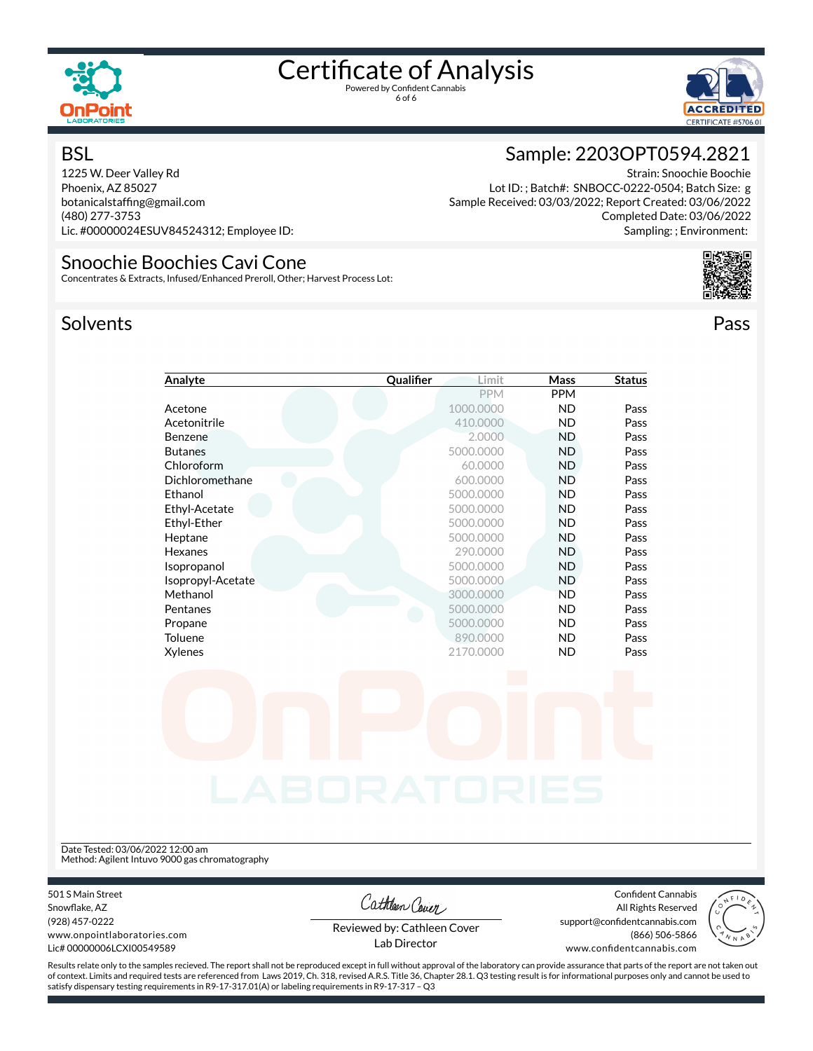# Certificate of Analysis

Powered by Confident Cannabis

## BSL

1225 W. Deer Valley Rd
Phoenix, AZ 85027
botanicalstaffing@gmail.com
(480) 277-3753
Lic. #00000024ESUV84524312; Employee ID:

## Sample: 2203OPT0594.2821

Strain: Snoochie Boochie
Lot ID: ; Batch#: SNBOCC-0222-0504; Batch Size: g
Sample Received: 03/03/2022; Report Created: 03/06/2022
Completed Date: 03/06/2022
Sampling: ; Environment:

## Snoochie Boochies Cavi Cone

Concentrates & Extracts, Infused/Enhanced Preroll, Other; Harvest Process Lot:

## Solvents

Pass

| Analyte | Qualifier | Limit | Mass | Status |
|---|---|---|---|---|
| | | PPM | PPM | |
| Acetone | | 1000.0000 | ND | Pass |
| Acetonitrile | | 410.0000 | ND | Pass |
| Benzene | | 2.0000 | ND | Pass |
| Butanes | | 5000.0000 | ND | Pass |
| Chloroform | | 60.0000 | ND | Pass |
| Dichloromethane | | 600.0000 | ND | Pass |
| Ethanol | | 5000.0000 | ND | Pass |
| Ethyl-Acetate | | 5000.0000 | ND | Pass |
| Ethyl-Ether | | 5000.0000 | ND | Pass |
| Heptane | | 5000.0000 | ND | Pass |
| Hexanes | | 290.0000 | ND | Pass |
| Isopropanol | | 5000.0000 | ND | Pass |
| Isopropyl-Acetate | | 5000.0000 | ND | Pass |
| Methanol | | 3000.0000 | ND | Pass |
| Pentanes | | 5000.0000 | ND | Pass |
| Propane | | 5000.0000 | ND | Pass |
| Toluene | | 890.0000 | ND | Pass |
| Xylenes | | 2170.0000 | ND | Pass |

Date Tested: 03/06/2022 12:00 am
Method: Agilent Intuvo 9000 gas chromatography

501 S Main Street
Snowflake, AZ
(928) 457-0222
www.onpointlaboratories.com
Lic# 00000006LCXI00549589

Reviewed by: Cathleen Cover
Lab Director

Confident Cannabis
All Rights Reserved
support@confidentcannabis.com
(866) 506-5866
www.confidentcannabis.com

Results relate only to the samples recieved. The report shall not be reproduced except in full without approval of the laboratory can provide assurance that parts of the report are not taken out of context. Limits and required tests are referenced from Laws 2019, Ch. 318, revised A.R.S. Title 36, Chapter 28.1. Q3 testing result is for informational purposes only and cannot be used to satisfy dispensary testing requirements in R9-17-317.01(A) or labeling requirements in R9-17-317 – Q3